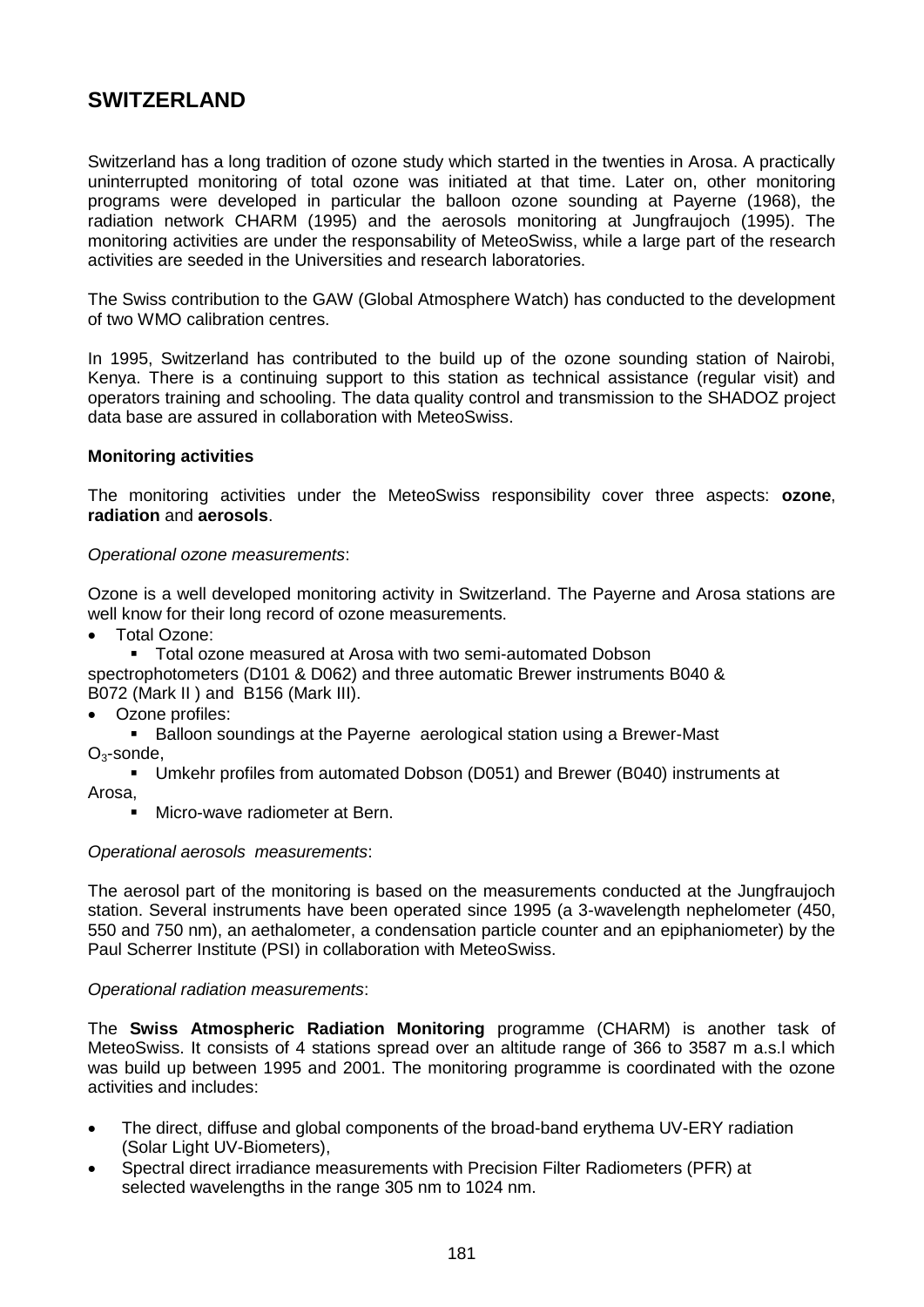# SWITZERLAND

Switzerland has a long tradition of ozone study which started in the twenties in Arosa. A practically uninterrupted monitoring of total ozone was initiated at that time. Later on, other monitoring programs were developed in particular the balloon ozone sounding at Payerne (1968), the radiation network CHARM (1995) and the aerosols monitoring at Jungfraujoch (1995). The monitoring activities are under the responsability of MeteoSwiss, while a large part of the research activities are seeded in the Universities and research laboratories.

The Swiss contribution to the GAW (Global Atmosphere Watch) has conducted to the development of two WMO calibration centres.

In 1995, Switzerland has contributed to the build up of the ozone sounding station of Nairobi, Kenya. There is a continuing support to this station as technical assistance (regular visit) and operators training and schooling. The data quality control and transmission to the SHADOZ project data base are assured in collaboration with MeteoSwiss.

**Monitoring activities**

The monitoring activities under the MeteoSwiss responsibility cover three aspects: **ozone**, **radiation** and **aerosols**.

*Operational ozone measurements*:

Ozone is a well developed monitoring activity in Switzerland. The Payerne and Arosa stations are well know for their long record of ozone measurements.

- Total Ozone:
  - Total ozone measured at Arosa with two semi-automated Dobson spectrophotometers (D101 & D062) and three automatic Brewer instruments B040 & B072 (Mark II ) and B156 (Mark III).
- Ozone profiles:
  - Balloon soundings at the Payerne aerological station using a Brewer-Mast $O_3$-sonde,
  - Umkehr profiles from automated Dobson (D051) and Brewer (B040) instruments at Arosa,
  - Micro-wave radiometer at Bern.

*Operational aerosols measurements*:

The aerosol part of the monitoring is based on the measurements conducted at the Jungfraujoch station. Several instruments have been operated since 1995 (a 3-wavelength nephelometer (450, 550 and 750 nm), an aethalometer, a condensation particle counter and an epiphaniometer) by the Paul Scherrer Institute (PSI) in collaboration with MeteoSwiss.

*Operational radiation measurements*:

The **Swiss Atmospheric Radiation Monitoring** programme (CHARM) is another task of MeteoSwiss. It consists of 4 stations spread over an altitude range of 366 to 3587 m a.s.l which was build up between 1995 and 2001. The monitoring programme is coordinated with the ozone activities and includes:

- The direct, diffuse and global components of the broad-band erythema UV-ERY radiation (Solar Light UV-Biometers),
- Spectral direct irradiance measurements with Precision Filter Radiometers (PFR) at selected wavelengths in the range 305 nm to 1024 nm.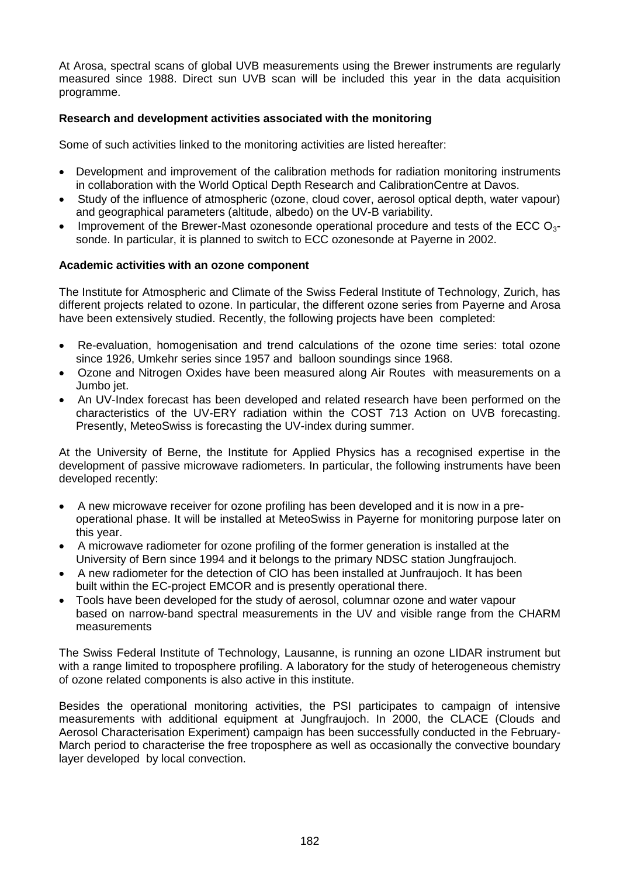At Arosa, spectral scans of global UVB measurements using the Brewer instruments are regularly measured since 1988. Direct sun UVB scan will be included this year in the data acquisition programme.

**Research and development activities associated with the monitoring**

Some of such activities linked to the monitoring activities are listed hereafter:

- Development and improvement of the calibration methods for radiation monitoring instruments in collaboration with the World Optical Depth Research and CalibrationCentre at Davos.
- Study of the influence of atmospheric (ozone, cloud cover, aerosol optical depth, water vapour) and geographical parameters (altitude, albedo) on the UV-B variability.
- Improvement of the Brewer-Mast ozonesonde operational procedure and tests of the ECC $O_3$-sonde. In particular, it is planned to switch to ECC ozonesonde at Payerne in 2002.

**Academic activities with an ozone component**

The Institute for Atmospheric and Climate of the Swiss Federal Institute of Technology, Zurich, has different projects related to ozone. In particular, the different ozone series from Payerne and Arosa have been extensively studied. Recently, the following projects have been completed:

- Re-evaluation, homogenisation and trend calculations of the ozone time series: total ozone since 1926, Umkehr series since 1957 and balloon soundings since 1968.
- Ozone and Nitrogen Oxides have been measured along Air Routes with measurements on a Jumbo jet.
- An UV-Index forecast has been developed and related research have been performed on the characteristics of the UV-ERY radiation within the COST 713 Action on UVB forecasting. Presently, MeteoSwiss is forecasting the UV-index during summer.

At the University of Berne, the Institute for Applied Physics has a recognised expertise in the development of passive microwave radiometers. In particular, the following instruments have been developed recently:

- A new microwave receiver for ozone profiling has been developed and it is now in a pre-operational phase. It will be installed at MeteoSwiss in Payerne for monitoring purpose later on this year.
- A microwave radiometer for ozone profiling of the former generation is installed at the University of Bern since 1994 and it belongs to the primary NDSC station Jungfraujoch.
- A new radiometer for the detection of ClO has been installed at Junfraujoch. It has been built within the EC-project EMCOR and is presently operational there.
- Tools have been developed for the study of aerosol, columnar ozone and water vapour based on narrow-band spectral measurements in the UV and visible range from the CHARM measurements

The Swiss Federal Institute of Technology, Lausanne, is running an ozone LIDAR instrument but with a range limited to troposphere profiling. A laboratory for the study of heterogeneous chemistry of ozone related components is also active in this institute.

Besides the operational monitoring activities, the PSI participates to campaign of intensive measurements with additional equipment at Jungfraujoch. In 2000, the CLACE (Clouds and Aerosol Characterisation Experiment) campaign has been successfully conducted in the February-March period to characterise the free troposphere as well as occasionally the convective boundary layer developed by local convection.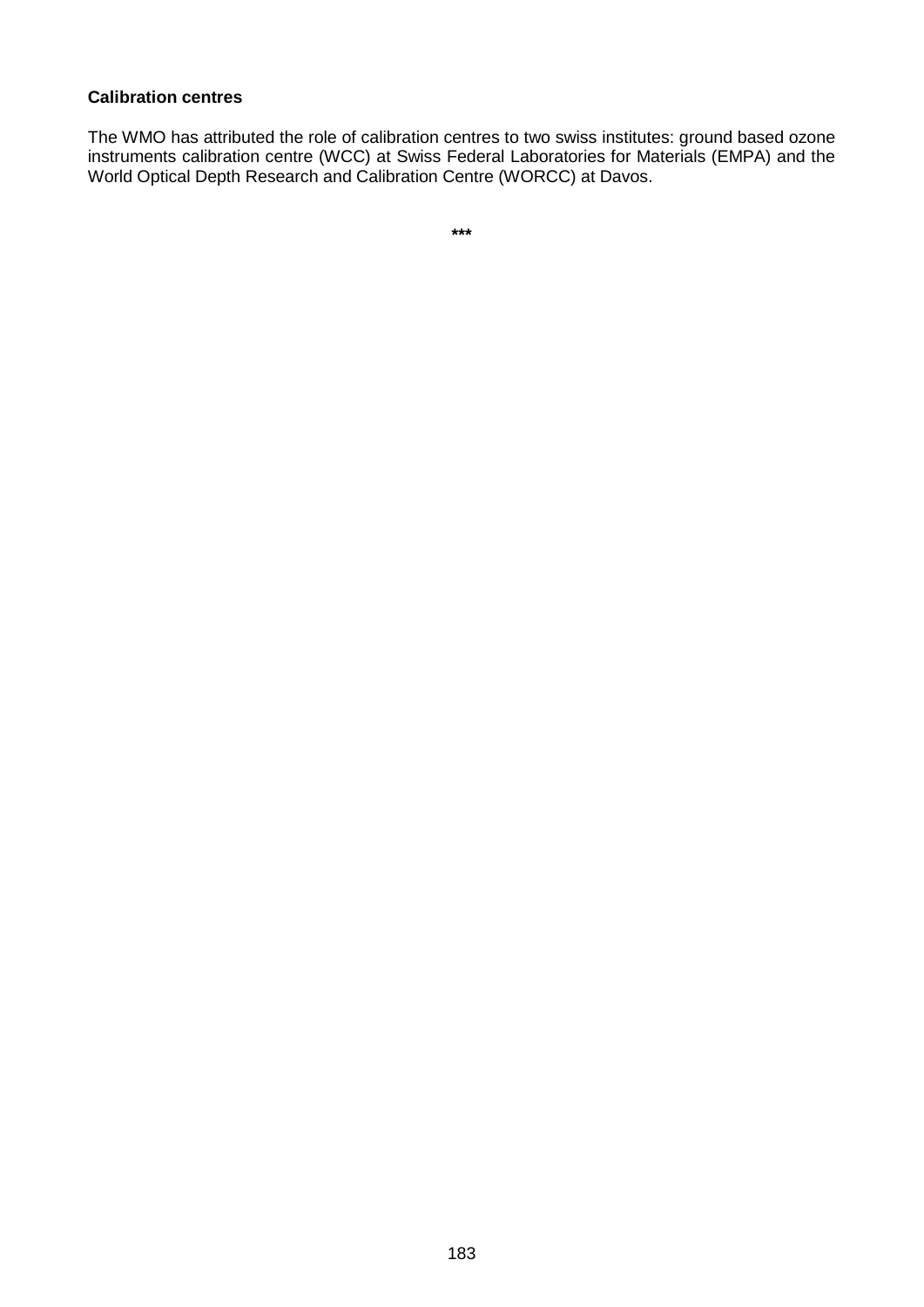**Calibration centres**

The WMO has attributed the role of calibration centres to two swiss institutes: ground based ozone instruments calibration centre (WCC) at Swiss Federal Laboratories for Materials (EMPA) and the World Optical Depth Research and Calibration Centre (WORCC) at Davos.

***